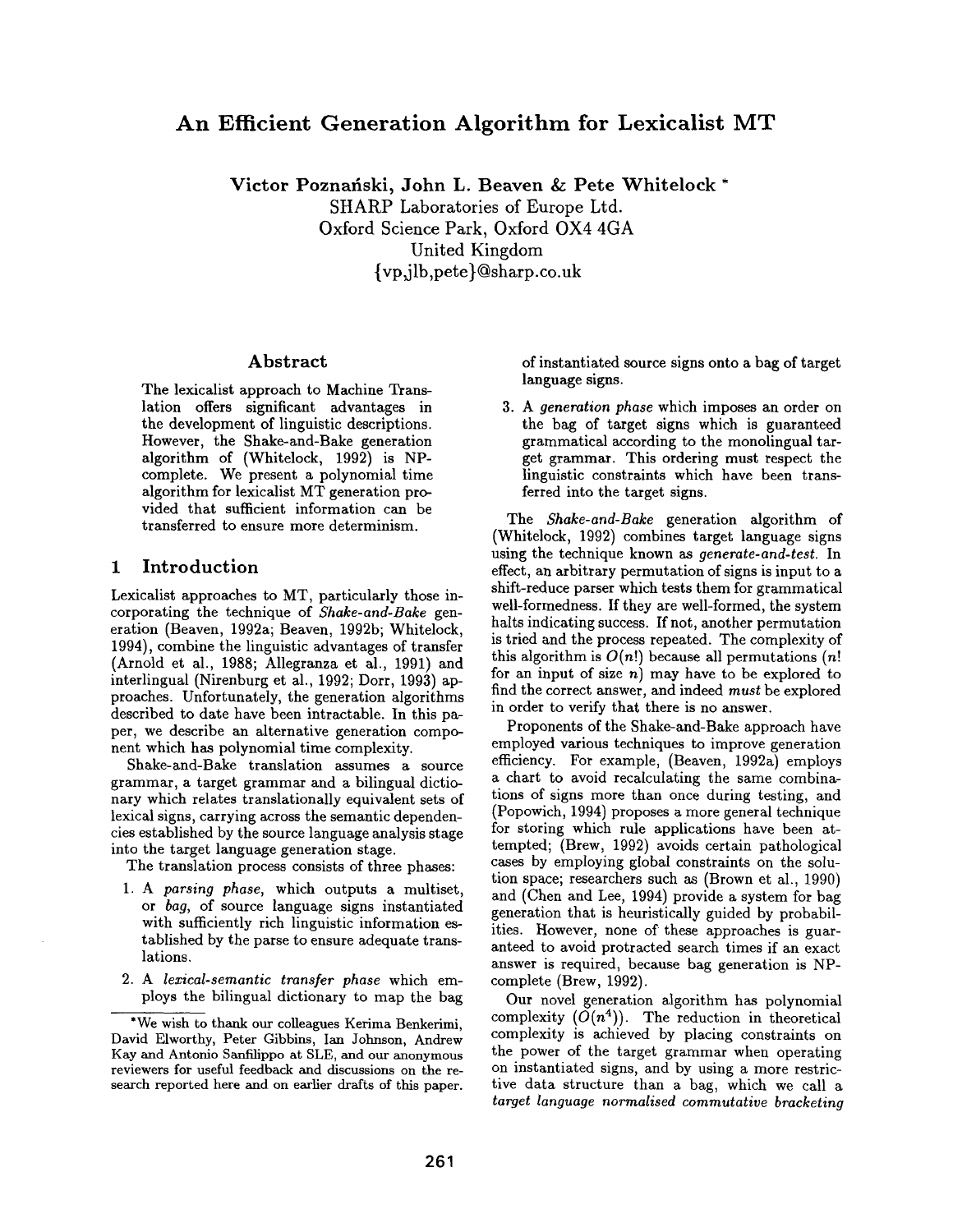# An Efficient Generation Algorithm for Lexicalist MT

**Victor Poznański, John L. Beaven & Pete Whitelock** *

SHARP Laboratories of Europe Ltd.
Oxford Science Park, Oxford OX4 4GA
United Kingdom
{vp,jlb,pete}@sharp.co.uk

## Abstract

The lexicalist approach to Machine Translation offers significant advantages in the development of linguistic descriptions. However, the Shake-and-Bake generation algorithm of (Whitelock, 1992) is NP-complete. We present a polynomial time algorithm for lexicalist MT generation provided that sufficient information can be transferred to ensure more determinism.

## 1 Introduction

Lexicalist approaches to MT, particularly those incorporating the technique of *Shake-and-Bake* generation (Beaven, 1992a; Beaven, 1992b; Whitelock, 1994), combine the linguistic advantages of transfer (Arnold et al., 1988; Allegranza et al., 1991) and interlingual (Nirenburg et al., 1992; Dorr, 1993) approaches. Unfortunately, the generation algorithms described to date have been intractable. In this paper, we describe an alternative generation component which has polynomial time complexity.

Shake-and-Bake translation assumes a source grammar, a target grammar and a bilingual dictionary which relates translationally equivalent sets of lexical signs, carrying across the semantic dependencies established by the source language analysis stage into the target language generation stage.

The translation process consists of three phases:

1. A *parsing phase*, which outputs a multiset, or *bag*, of source language signs instantiated with sufficiently rich linguistic information established by the parse to ensure adequate translations.
2. A *lexical-semantic transfer phase* which employs the bilingual dictionary to map the bag of instantiated source signs onto a bag of target language signs.
3. A *generation phase* which imposes an order on the bag of target signs which is guaranteed grammatical according to the monolingual target grammar. This ordering must respect the linguistic constraints which have been transferred into the target signs.

The *Shake-and-Bake* generation algorithm of (Whitelock, 1992) combines target language signs using the technique known as *generate-and-test*. In effect, an arbitrary permutation of signs is input to a shift-reduce parser which tests them for grammatical well-formedness. If they are well-formed, the system halts indicating success. If not, another permutation is tried and the process repeated. The complexity of this algorithm is $O(n!)$ because all permutations ($n!$ for an input of size $n$) may have to be explored to find the correct answer, and indeed *must* be explored in order to verify that there is no answer.

Proponents of the Shake-and-Bake approach have employed various techniques to improve generation efficiency. For example, (Beaven, 1992a) employs a chart to avoid recalculating the same combinations of signs more than once during testing, and (Popowich, 1994) proposes a more general technique for storing which rule applications have been attempted; (Brew, 1992) avoids certain pathological cases by employing global constraints on the solution space; researchers such as (Brown et al., 1990) and (Chen and Lee, 1994) provide a system for bag generation that is heuristically guided by probabilities. However, none of these approaches is guaranteed to avoid protracted search times if an exact answer is required, because bag generation is NP-complete (Brew, 1992).

Our novel generation algorithm has polynomial complexity ($O(n^4)$). The reduction in theoretical complexity is achieved by placing constraints on the power of the target grammar when operating on instantiated signs, and by using a more restrictive data structure than a bag, which we call a *target language normalised commutative bracketing*

---

* We wish to thank our colleagues Kerima Benkerimi, David Elworthy, Peter Gibbins, Ian Johnson, Andrew Kay and Antonio Sanfilippo at SLE, and our anonymous reviewers for useful feedback and discussions on the research reported here and on earlier drafts of this paper.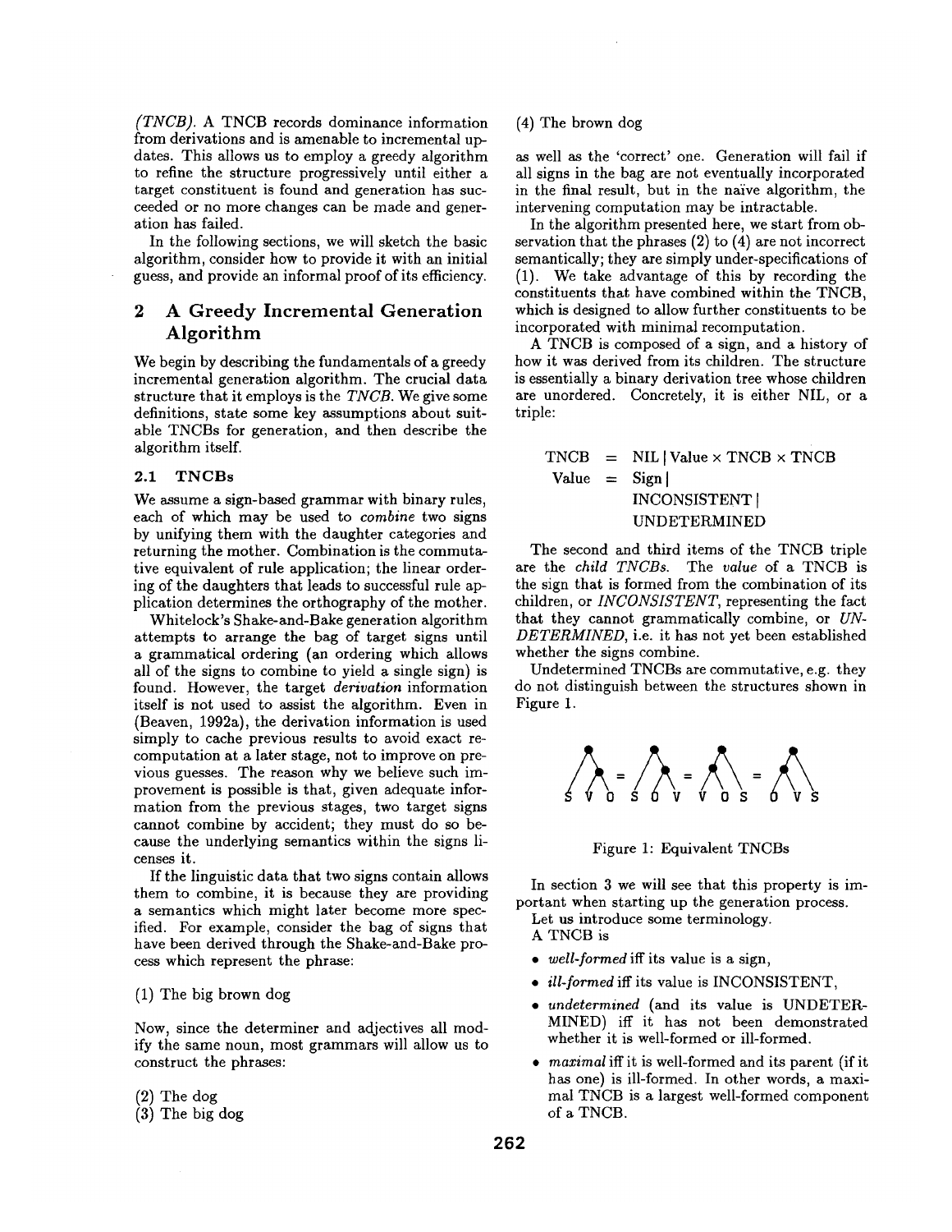*(TNCB)*. A TNCB records dominance information from derivations and is amenable to incremental updates. This allows us to employ a greedy algorithm to refine the structure progressively until either a target constituent is found and generation has succeeded or no more changes can be made and generation has failed.

In the following sections, we will sketch the basic algorithm, consider how to provide it with an initial guess, and provide an informal proof of its efficiency.

## 2 A Greedy Incremental Generation Algorithm

We begin by describing the fundamentals of a greedy incremental generation algorithm. The crucial data structure that it employs is the *TNCB*. We give some definitions, state some key assumptions about suitable TNCBs for generation, and then describe the algorithm itself.

### 2.1 TNCBs

We assume a sign-based grammar with binary rules, each of which may be used to *combine* two signs by unifying them with the daughter categories and returning the mother. Combination is the commutative equivalent of rule application; the linear ordering of the daughters that leads to successful rule application determines the orthography of the mother.

Whitelock's Shake-and-Bake generation algorithm attempts to arrange the bag of target signs until a grammatical ordering (an ordering which allows all of the signs to combine to yield a single sign) is found. However, the target *derivation* information itself is not used to assist the algorithm. Even in (Beaven, 1992a), the derivation information is used simply to cache previous results to avoid exact recomputation at a later stage, not to improve on previous guesses. The reason why we believe such improvement is possible is that, given adequate information from the previous stages, two target signs cannot combine by accident; they must do so because the underlying semantics within the signs licenses it.

If the linguistic data that two signs contain allows them to combine, it is because they are providing a semantics which might later become more specified. For example, consider the bag of signs that have been derived through the Shake-and-Bake process which represent the phrase:

(1) The big brown dog

Now, since the determiner and adjectives all modify the same noun, most grammars will allow us to construct the phrases:

(2) The dog
(3) The big dog
(4) The brown dog

as well as the 'correct' one. Generation will fail if all signs in the bag are not eventually incorporated in the final result, but in the naïve algorithm, the intervening computation may be intractable.

In the algorithm presented here, we start from observation that the phrases (2) to (4) are not incorrect semantically; they are simply under-specifications of (1). We take advantage of this by recording the constituents that have combined within the TNCB, which is designed to allow further constituents to be incorporated with minimal recomputation.

A TNCB is composed of a sign, and a history of how it was derived from its children. The structure is essentially a binary derivation tree whose children are unordered. Concretely, it is either NIL, or a triple:

$$\begin{aligned} \text{TNCB} &= \text{NIL} \mid \text{Value} \times \text{TNCB} \times \text{TNCB} \\ \text{Value} &= \text{Sign} \mid \\ &\quad\ \text{INCONSISTENT} \mid \\ &\quad\ \text{UNDETERMINED} \end{aligned}$$

The second and third items of the TNCB triple are the *child TNCBs*. The *value* of a TNCB is the sign that is formed from the combination of its children, or *INCONSISTENT*, representing the fact that they cannot grammatically combine, or *UNDETERMINED*, i.e. it has not yet been established whether the signs combine.

Undetermined TNCBs are commutative, e.g. they do not distinguish between the structures shown in Figure 1.

Figure 1: Equivalent TNCBs

In section 3 we will see that this property is important when starting up the generation process.

Let us introduce some terminology.

A TNCB is

- *well-formed* iff its value is a sign,
- *ill-formed* iff its value is INCONSISTENT,
- *undetermined* (and its value is UNDETERMINED) iff it has not been demonstrated whether it is well-formed or ill-formed.
- *maximal* iff it is well-formed and its parent (if it has one) is ill-formed. In other words, a maximal TNCB is a largest well-formed component of a TNCB.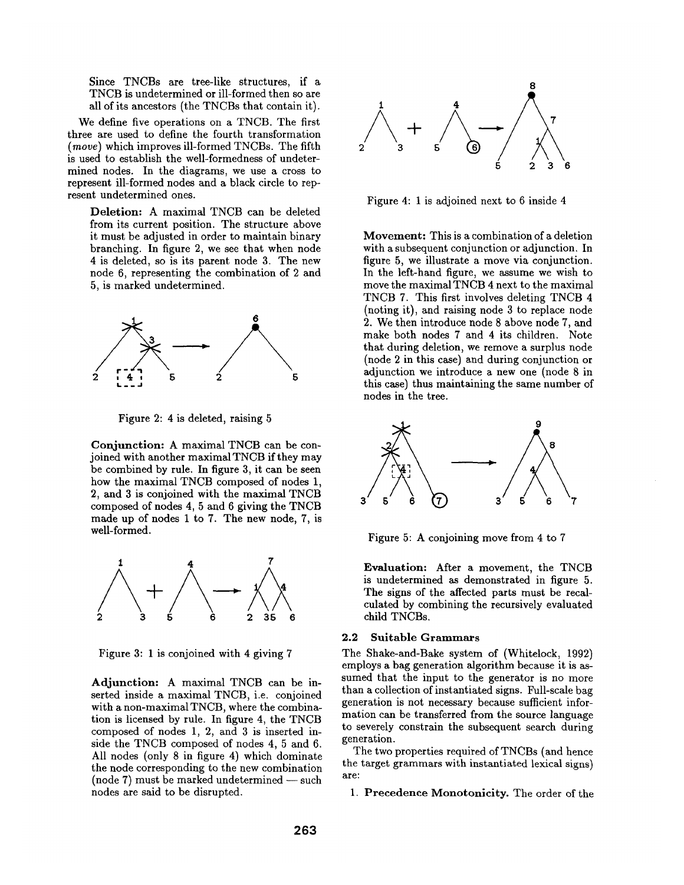Since TNCBs are tree-like structures, if a TNCB is undetermined or ill-formed then so are all of its ancestors (the TNCBs that contain it).

We define five operations on a TNCB. The first three are used to define the fourth transformation (*move*) which improves ill-formed TNCBs. The fifth is used to establish the well-formedness of undetermined nodes. In the diagrams, we use a cross to represent ill-formed nodes and a black circle to represent undetermined ones.

**Deletion:** A maximal TNCB can be deleted from its current position. The structure above it must be adjusted in order to maintain binary branching. In figure 2, we see that when node 4 is deleted, so is its parent node 3. The new node 6, representing the combination of 2 and 5, is marked undetermined.

Figure 2: 4 is deleted, raising 5

**Conjunction:** A maximal TNCB can be conjoined with another maximal TNCB if they may be combined by rule. In figure 3, it can be seen how the maximal TNCB composed of nodes 1, 2, and 3 is conjoined with the maximal TNCB composed of nodes 4, 5 and 6 giving the TNCB made up of nodes 1 to 7. The new node, 7, is well-formed.

Figure 3: 1 is conjoined with 4 giving 7

**Adjunction:** A maximal TNCB can be inserted inside a maximal TNCB, i.e. conjoined with a non-maximal TNCB, where the combination is licensed by rule. In figure 4, the TNCB composed of nodes 1, 2, and 3 is inserted inside the TNCB composed of nodes 4, 5 and 6. All nodes (only 8 in figure 4) which dominate the node corresponding to the new combination (node 7) must be marked undetermined — such nodes are said to be disrupted.

Figure 4: 1 is adjoined next to 6 inside 4

**Movement:** This is a combination of a deletion with a subsequent conjunction or adjunction. In figure 5, we illustrate a move via conjunction. In the left-hand figure, we assume we wish to move the maximal TNCB 4 next to the maximal TNCB 7. This first involves deleting TNCB 4 (noting it), and raising node 3 to replace node 2. We then introduce node 8 above node 7, and make both nodes 7 and 4 its children. Note that during deletion, we remove a surplus node (node 2 in this case) and during conjunction or adjunction we introduce a new one (node 8 in this case) thus maintaining the same number of nodes in the tree.

Figure 5: A conjoining move from 4 to 7

**Evaluation:** After a movement, the TNCB is undetermined as demonstrated in figure 5. The signs of the affected parts must be recalculated by combining the recursively evaluated child TNCBs.

### 2.2 Suitable Grammars

The Shake-and-Bake system of (Whitelock, 1992) employs a bag generation algorithm because it is assumed that the input to the generator is no more than a collection of instantiated signs. Full-scale bag generation is not necessary because sufficient information can be transferred from the source language to severely constrain the subsequent search during generation.

The two properties required of TNCBs (and hence the target grammars with instantiated lexical signs) are:

1. **Precedence Monotonicity.** The order of the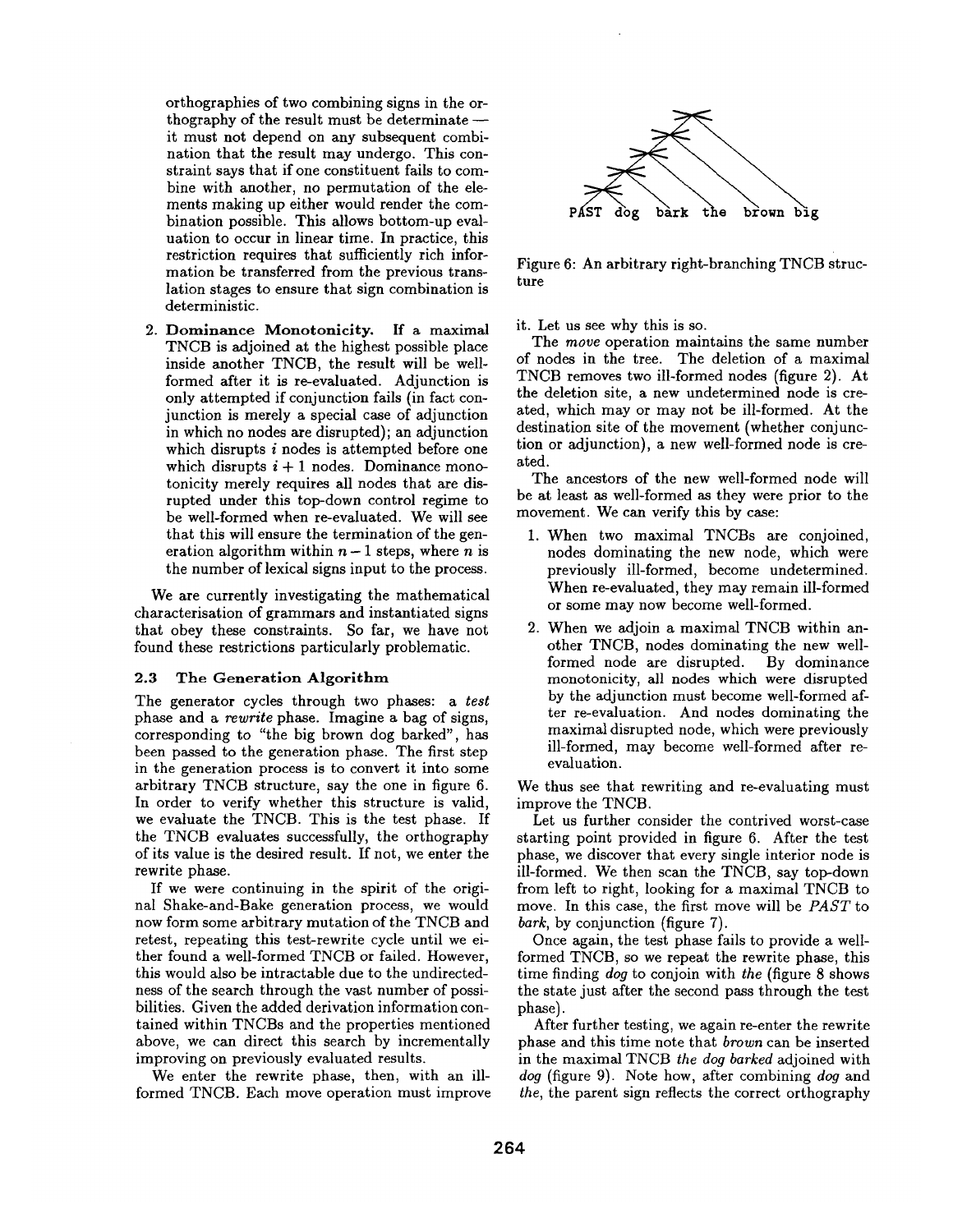orthographies of two combining signs in the orthography of the result must be determinate — it must not depend on any subsequent combination that the result may undergo. This constraint says that if one constituent fails to combine with another, no permutation of the elements making up either would render the combination possible. This allows bottom-up evaluation to occur in linear time. In practice, this restriction requires that sufficiently rich information be transferred from the previous translation stages to ensure that sign combination is deterministic.

2. **Dominance Monotonicity.** If a maximal TNCB is adjoined at the highest possible place inside another TNCB, the result will be well-formed after it is re-evaluated. Adjunction is only attempted if conjunction fails (in fact conjunction is merely a special case of adjunction in which no nodes are disrupted); an adjunction which disrupts $i$ nodes is attempted before one which disrupts $i + 1$ nodes. Dominance monotonicity merely requires all nodes that are disrupted under this top-down control regime to be well-formed when re-evaluated. We will see that this will ensure the termination of the generation algorithm within $n - 1$ steps, where $n$ is the number of lexical signs input to the process.

We are currently investigating the mathematical characterisation of grammars and instantiated signs that obey these constraints. So far, we have not found these restrictions particularly problematic.

### 2.3 The Generation Algorithm

The generator cycles through two phases: a *test* phase and a *rewrite* phase. Imagine a bag of signs, corresponding to "the big brown dog barked", has been passed to the generation phase. The first step in the generation process is to convert it into some arbitrary TNCB structure, say the one in figure 6. In order to verify whether this structure is valid, we evaluate the TNCB. This is the test phase. If the TNCB evaluates successfully, the orthography of its value is the desired result. If not, we enter the rewrite phase.

If we were continuing in the spirit of the original Shake-and-Bake generation process, we would now form some arbitrary mutation of the TNCB and retest, repeating this test-rewrite cycle until we either found a well-formed TNCB or failed. However, this would also be intractable due to the undirectedness of the search through the vast number of possibilities. Given the added derivation information contained within TNCBs and the properties mentioned above, we can direct this search by incrementally improving on previously evaluated results.

We enter the rewrite phase, then, with an ill-formed TNCB. Each move operation must improve it. Let us see why this is so.

PAST dog bark the brown big

Figure 6: An arbitrary right-branching TNCB structure

The *move* operation maintains the same number of nodes in the tree. The deletion of a maximal TNCB removes two ill-formed nodes (figure 2). At the deletion site, a new undetermined node is created, which may or may not be ill-formed. At the destination site of the movement (whether conjunction or adjunction), a new well-formed node is created.

The ancestors of the new well-formed node will be at least as well-formed as they were prior to the movement. We can verify this by case:

1. When two maximal TNCBs are conjoined, nodes dominating the new node, which were previously ill-formed, become undetermined. When re-evaluated, they may remain ill-formed or some may now become well-formed.
2. When we adjoin a maximal TNCB within another TNCB, nodes dominating the new well-formed node are disrupted. By dominance monotonicity, all nodes which were disrupted by the adjunction must become well-formed after re-evaluation. And nodes dominating the maximal disrupted node, which were previously ill-formed, may become well-formed after re-evaluation.

We thus see that rewriting and re-evaluating must improve the TNCB.

Let us further consider the contrived worst-case starting point provided in figure 6. After the test phase, we discover that every single interior node is ill-formed. We then scan the TNCB, say top-down from left to right, looking for a maximal TNCB to move. In this case, the first move will be *PAST* to *bark*, by conjunction (figure 7).

Once again, the test phase fails to provide a well-formed TNCB, so we repeat the rewrite phase, this time finding *dog* to conjoin with *the* (figure 8 shows the state just after the second pass through the test phase).

After further testing, we again re-enter the rewrite phase and this time note that *brown* can be inserted in the maximal TNCB *the dog barked* adjoined with *dog* (figure 9). Note how, after combining *dog* and *the*, the parent sign reflects the correct orthography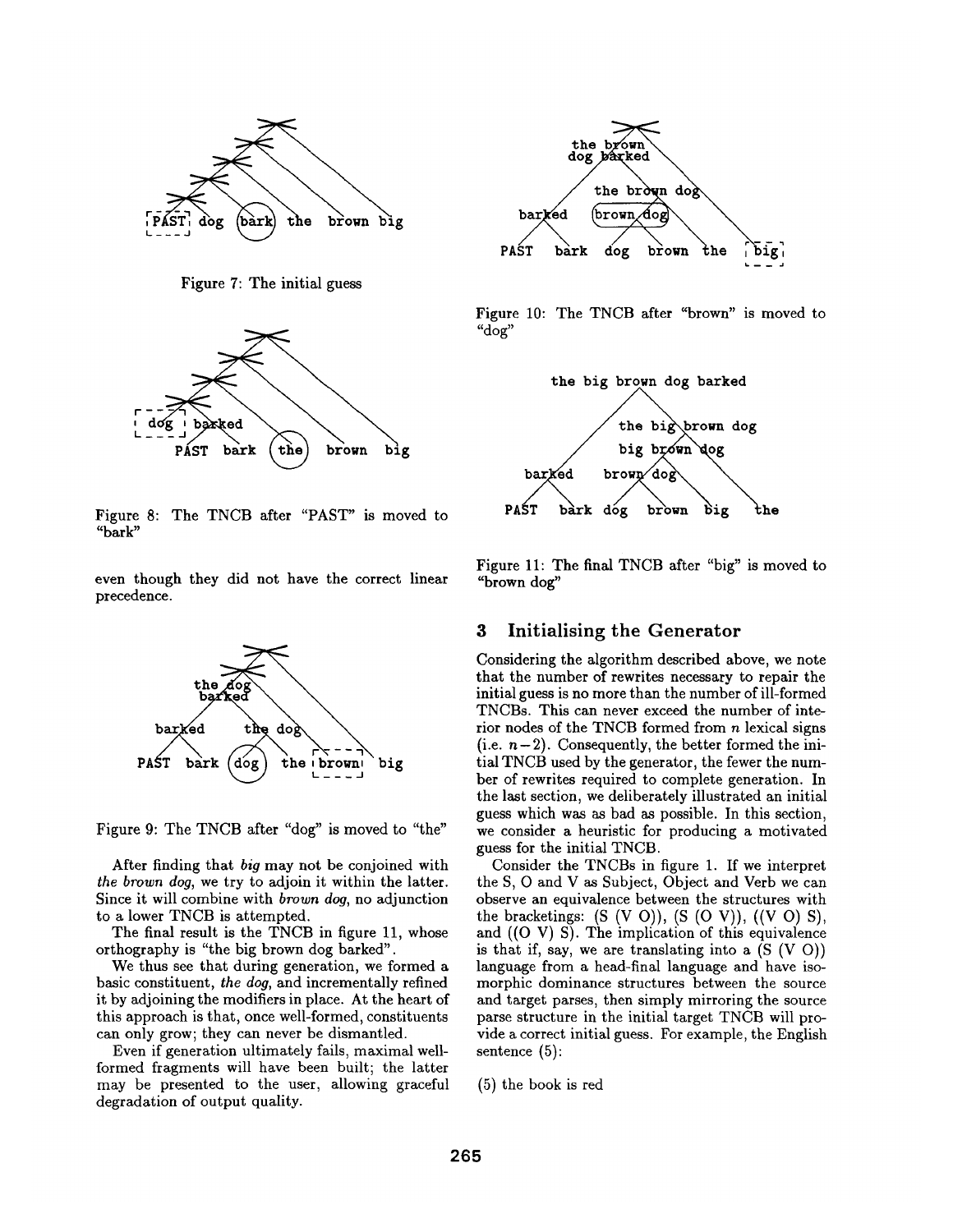Figure 7: The initial guess

Figure 8: The TNCB after "PAST" is moved to "bark"

even though they did not have the correct linear precedence.

Figure 9: The TNCB after "dog" is moved to "the"

After finding that *big* may not be conjoined with *the brown dog*, we try to adjoin it within the latter. Since it will combine with *brown dog*, no adjunction to a lower TNCB is attempted.

The final result is the TNCB in figure 11, whose orthography is "the big brown dog barked".

We thus see that during generation, we formed a basic constituent, *the dog*, and incrementally refined it by adjoining the modifiers in place. At the heart of this approach is that, once well-formed, constituents can only grow; they can never be dismantled.

Even if generation ultimately fails, maximal well-formed fragments will have been built; the latter may be presented to the user, allowing graceful degradation of output quality.

Figure 10: The TNCB after "brown" is moved to "dog"

Figure 11: The final TNCB after "big" is moved to "brown dog"

## 3 Initialising the Generator

Considering the algorithm described above, we note that the number of rewrites necessary to repair the initial guess is no more than the number of ill-formed TNCBs. This can never exceed the number of interior nodes of the TNCB formed from $n$ lexical signs (i.e. $n-2$). Consequently, the better formed the initial TNCB used by the generator, the fewer the number of rewrites required to complete generation. In the last section, we deliberately illustrated an initial guess which was as bad as possible. In this section, we consider a heuristic for producing a motivated guess for the initial TNCB.

Consider the TNCBs in figure 1. If we interpret the S, O and V as Subject, Object and Verb we can observe an equivalence between the structures with the bracketings: (S (V O)), (S (O V)), ((V O) S), and ((O V) S). The implication of this equivalence is that if, say, we are translating into a (S (V O)) language from a head-final language and have isomorphic dominance structures between the source and target parses, then simply mirroring the source parse structure in the initial target TNCB will provide a correct initial guess. For example, the English sentence (5):

(5) the book is red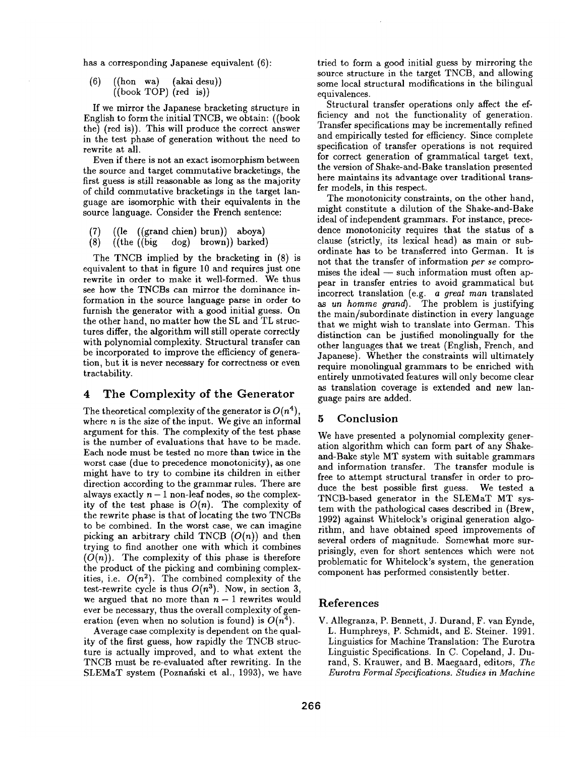has a corresponding Japanese equivalent (6):

(6) ((hon wa) (akai desu))
    ((book TOP) (red is))

If we mirror the Japanese bracketing structure in English to form the initial TNCB, we obtain: ((book the) (red is)). This will produce the correct answer in the test phase of generation without the need to rewrite at all.

Even if there is not an exact isomorphism between the source and target commutative bracketings, the first guess is still reasonable as long as the majority of child commutative bracketings in the target language are isomorphic with their equivalents in the source language. Consider the French sentence:

(7) ((le ((grand chien) brun)) aboya)
(8) ((the ((big dog) brown)) barked)

The TNCB implied by the bracketing in (8) is equivalent to that in figure 10 and requires just one rewrite in order to make it well-formed. We thus see how the TNCBs can mirror the dominance information in the source language parse in order to furnish the generator with a good initial guess. On the other hand, no matter how the SL and TL structures differ, the algorithm will still operate correctly with polynomial complexity. Structural transfer can be incorporated to improve the efficiency of generation, but it is never necessary for correctness or even tractability.

## 4 The Complexity of the Generator

The theoretical complexity of the generator is $O(n^4)$, where $n$ is the size of the input. We give an informal argument for this. The complexity of the test phase is the number of evaluations that have to be made. Each node must be tested no more than twice in the worst case (due to precedence monotonicity), as one might have to try to combine its children in either direction according to the grammar rules. There are always exactly $n-1$ non-leaf nodes, so the complexity of the test phase is $O(n)$. The complexity of the rewrite phase is that of locating the two TNCBs to be combined. In the worst case, we can imagine picking an arbitrary child TNCB ($O(n)$) and then trying to find another one with which it combines ($O(n)$). The complexity of this phase is therefore the product of the picking and combining complexities, i.e. $O(n^2)$. The combined complexity of the test-rewrite cycle is thus $O(n^3)$. Now, in section 3, we argued that no more than $n-1$ rewrites would ever be necessary, thus the overall complexity of generation (even when no solution is found) is $O(n^4)$.

Average case complexity is dependent on the quality of the first guess, how rapidly the TNCB structure is actually improved, and to what extent the TNCB must be re-evaluated after rewriting. In the SLEMaT system (Poznański et al., 1993), we have tried to form a good initial guess by mirroring the source structure in the target TNCB, and allowing some local structural modifications in the bilingual equivalences.

Structural transfer operations only affect the efficiency and not the functionality of generation. Transfer specifications may be incrementally refined and empirically tested for efficiency. Since complete specification of transfer operations is not required for correct generation of grammatical target text, the version of Shake-and-Bake translation presented here maintains its advantage over traditional transfer models, in this respect.

The monotonicity constraints, on the other hand, might constitute a dilution of the Shake-and-Bake ideal of independent grammars. For instance, precedence monotonicity requires that the status of a clause (strictly, its lexical head) as main or subordinate has to be transferred into German. It is not that the transfer of information *per se* compromises the ideal — such information must often appear in transfer entries to avoid grammatical but incorrect translation (e.g. *a great man* translated as *un homme grand*). The problem is justifying the main/subordinate distinction in every language that we might wish to translate into German. This distinction can be justified monolingually for the other languages that we treat (English, French, and Japanese). Whether the constraints will ultimately require monolingual grammars to be enriched with entirely unmotivated features will only become clear as translation coverage is extended and new language pairs are added.

## 5 Conclusion

We have presented a polynomial complexity generation algorithm which can form part of any Shake-and-Bake style MT system with suitable grammars and information transfer. The transfer module is free to attempt structural transfer in order to produce the best possible first guess. We tested a TNCB-based generator in the SLEMaT MT system with the pathological cases described in (Brew, 1992) against Whitelock's original generation algorithm, and have obtained speed improvements of several orders of magnitude. Somewhat more surprisingly, even for short sentences which were not problematic for Whitelock's system, the generation component has performed consistently better.

## References

V. Allegranza, P. Bennett, J. Durand, F. van Eynde, L. Humphreys, P. Schmidt, and E. Steiner. 1991. Linguistics for Machine Translation: The Eurotra Linguistic Specifications. In C. Copeland, J. Durand, S. Krauwer, and B. Maegaard, editors, *The Eurotra Formal Specifications. Studies in Machine*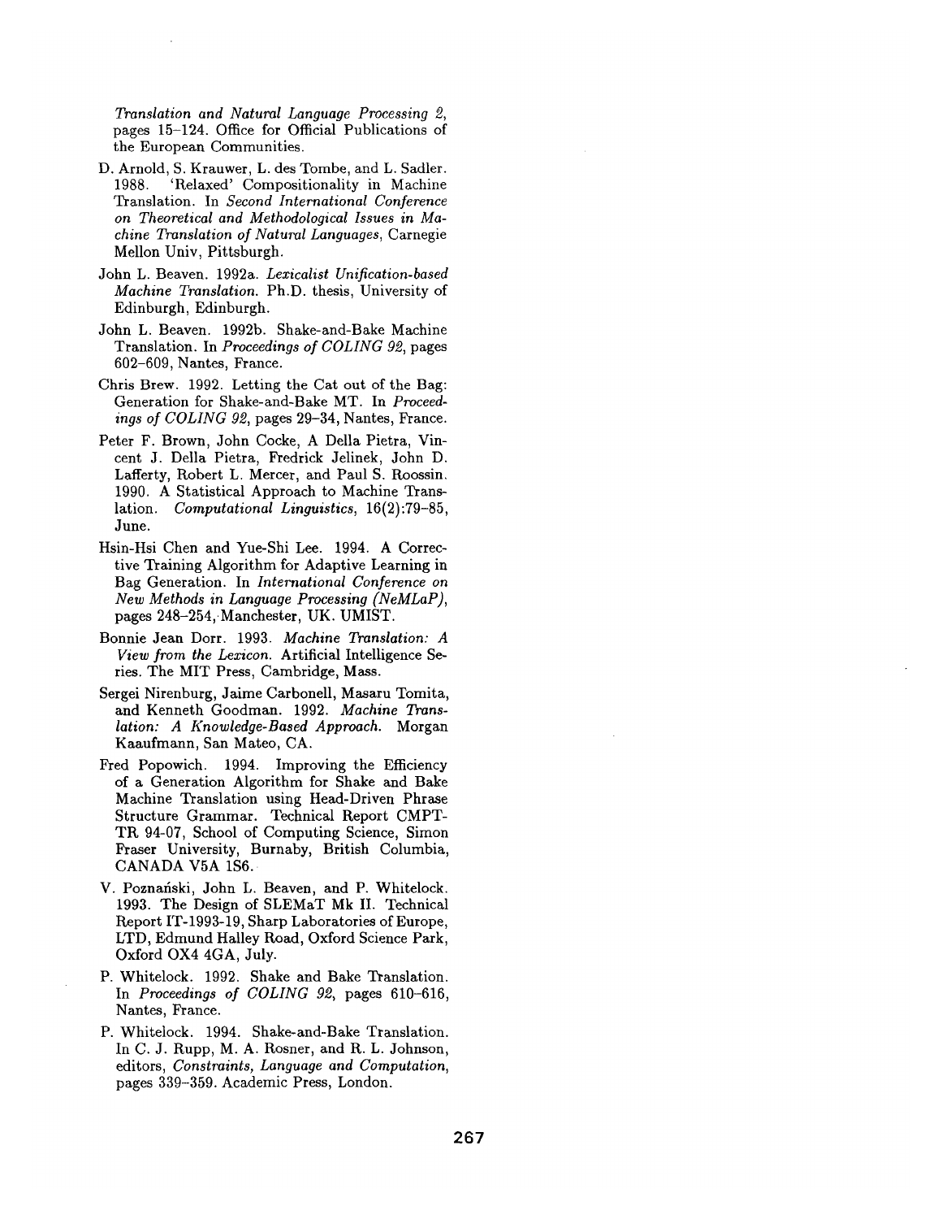*Translation and Natural Language Processing 2*, pages 15–124. Office for Official Publications of the European Communities.

D. Arnold, S. Krauwer, L. des Tombe, and L. Sadler. 1988. 'Relaxed' Compositionality in Machine Translation. In *Second International Conference on Theoretical and Methodological Issues in Machine Translation of Natural Languages*, Carnegie Mellon Univ, Pittsburgh.

John L. Beaven. 1992a. *Lexicalist Unification-based Machine Translation*. Ph.D. thesis, University of Edinburgh, Edinburgh.

John L. Beaven. 1992b. Shake-and-Bake Machine Translation. In *Proceedings of COLING 92*, pages 602–609, Nantes, France.

Chris Brew. 1992. Letting the Cat out of the Bag: Generation for Shake-and-Bake MT. In *Proceedings of COLING 92*, pages 29–34, Nantes, France.

Peter F. Brown, John Cocke, A Della Pietra, Vincent J. Della Pietra, Fredrick Jelinek, John D. Lafferty, Robert L. Mercer, and Paul S. Roossin. 1990. A Statistical Approach to Machine Translation. *Computational Linguistics*, 16(2):79–85, June.

Hsin-Hsi Chen and Yue-Shi Lee. 1994. A Corrective Training Algorithm for Adaptive Learning in Bag Generation. In *International Conference on New Methods in Language Processing (NeMLaP)*, pages 248–254, Manchester, UK. UMIST.

Bonnie Jean Dorr. 1993. *Machine Translation: A View from the Lexicon*. Artificial Intelligence Series. The MIT Press, Cambridge, Mass.

Sergei Nirenburg, Jaime Carbonell, Masaru Tomita, and Kenneth Goodman. 1992. *Machine Translation: A Knowledge-Based Approach*. Morgan Kaaufmann, San Mateo, CA.

Fred Popowich. 1994. Improving the Efficiency of a Generation Algorithm for Shake and Bake Machine Translation using Head-Driven Phrase Structure Grammar. Technical Report CMPT-TR 94-07, School of Computing Science, Simon Fraser University, Burnaby, British Columbia, CANADA V5A 1S6.

V. Poznański, John L. Beaven, and P. Whitelock. 1993. The Design of SLEMaT Mk II. Technical Report IT-1993-19, Sharp Laboratories of Europe, LTD, Edmund Halley Road, Oxford Science Park, Oxford OX4 4GA, July.

P. Whitelock. 1992. Shake and Bake Translation. In *Proceedings of COLING 92*, pages 610–616, Nantes, France.

P. Whitelock. 1994. Shake-and-Bake Translation. In C. J. Rupp, M. A. Rosner, and R. L. Johnson, editors, *Constraints, Language and Computation*, pages 339–359. Academic Press, London.